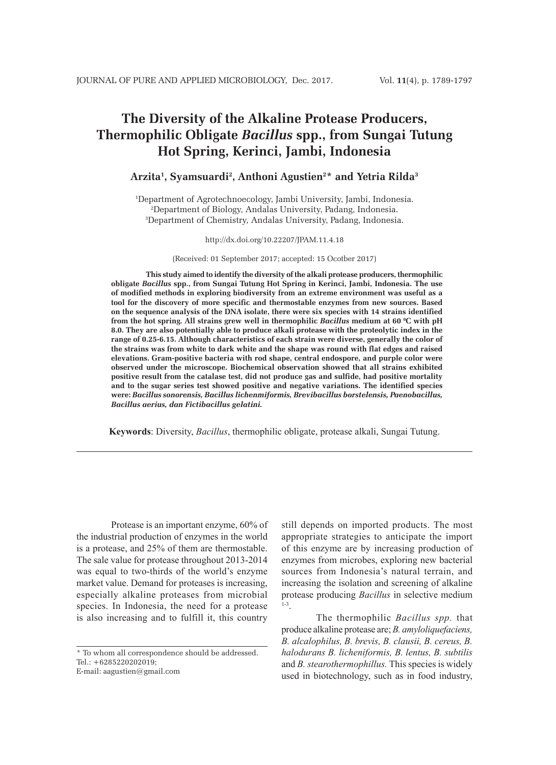# The Diversity of the Alkaline Protease Producers, Thermophilic Obligate *Bacillus* spp., from Sungai Tutung Hot Spring, Kerinci, Jambi, Indonesia

**Arzita[1], Syamsuardi[2], Anthoni Agustien[2]* and Yetria Rilda[3]**

[1]Department of Agrotechnoecology, Jambi University, Jambi, Indonesia.
[2]Department of Biology, Andalas University, Padang, Indonesia.
[3]Department of Chemistry, Andalas University, Padang, Indonesia.

http://dx.doi.org/10.22207/JPAM.11.4.18

(Received: 01 September 2017; accepted: 15 Ocotber 2017)

**This study aimed to identify the diversity of the alkali protease producers, thermophilic obligate *Bacillus* spp., from Sungai Tutung Hot Spring in Kerinci, Jambi, Indonesia. The use of modified methods in exploring biodiversity from an extreme environment was useful as a tool for the discovery of more specific and thermostable enzymes from new sources. Based on the sequence analysis of the DNA isolate, there were six species with 14 strains identified from the hot spring. All strains grew well in thermophilic *Bacillus* medium at 60 ⁰C with pH 8.0. They are also potentially able to produce alkali protease with the proteolytic index in the range of 0.25-6.15. Although characteristics of each strain were diverse, generally the color of the strains was from white to dark white and the shape was round with flat edges and raised elevations. Gram-positive bacteria with rod shape, central endospore, and purple color were observed under the microscope. Biochemical observation showed that all strains exhibited positive result from the catalase test, did not produce gas and sulfide, had positive mortality and to the sugar series test showed positive and negative variations. The identified species were: *Bacillus sonorensis, Bacillus lichenmiformis, Brevibacillus borstelensis, Paenobacillus, Bacillus aerius, dan Fictibacillus gelatini.***

**Keywords**: Diversity, *Bacillus*, thermophilic obligate, protease alkali, Sungai Tutung.

---

Protease is an important enzyme, 60% of the industrial production of enzymes in the world is a protease, and 25% of them are thermostable. The sale value for protease throughout 2013-2014 was equal to two-thirds of the world's enzyme market value. Demand for proteases is increasing, especially alkaline proteases from microbial species. In Indonesia, the need for a protease is also increasing and to fulfill it, this country still depends on imported products. The most appropriate strategies to anticipate the import of this enzyme are by increasing production of enzymes from microbes, exploring new bacterial sources from Indonesia's natural terrain, and increasing the isolation and screening of alkaline protease producing *Bacillus* in selective medium [1-3].

The thermophilic *Bacillus spp.* that produce alkaline protease are; *B. amyloliquefaciens, B. alcalophilus, B. brevis, B. clausii, B. cereus, B. halodurans B. licheniformis, B. lentus, B. subtilis* and *B. stearothermophillus.* This species is widely used in biotechnology, such as in food industry,

---

\* To whom all correspondence should be addressed.
Tel.: +6285220202019;
E-mail: aagustien@gmail.com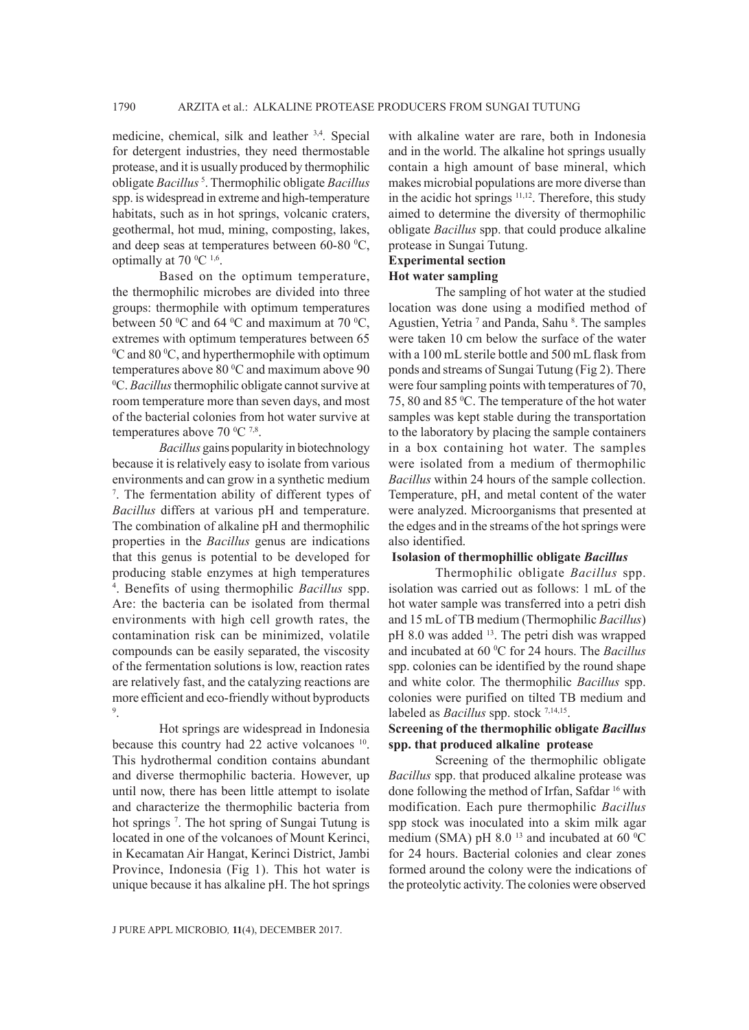medicine, chemical, silk and leather [3,4]. Special for detergent industries, they need thermostable protease, and it is usually produced by thermophilic obligate *Bacillus* [5]. Thermophilic obligate *Bacillus* spp. is widespread in extreme and high-temperature habitats, such as in hot springs, volcanic craters, geothermal, hot mud, mining, composting, lakes, and deep seas at temperatures between 60-80 $^0$C, optimally at 70 $^0$C [1,6].

Based on the optimum temperature, the thermophilic microbes are divided into three groups: thermophile with optimum temperatures between 50 $^0$C and 64 $^0$C and maximum at 70 $^0$C, extremes with optimum temperatures between 65 $^0$C and 80 $^0$C, and hyperthermophile with optimum temperatures above 80 $^0$C and maximum above 90 $^0$C. *Bacillus* thermophilic obligate cannot survive at room temperature more than seven days, and most of the bacterial colonies from hot water survive at temperatures above 70 $^0$C [7,8].

*Bacillus* gains popularity in biotechnology because it is relatively easy to isolate from various environments and can grow in a synthetic medium [7]. The fermentation ability of different types of *Bacillus* differs at various pH and temperature. The combination of alkaline pH and thermophilic properties in the *Bacillus* genus are indications that this genus is potential to be developed for producing stable enzymes at high temperatures [4]. Benefits of using thermophilic *Bacillus* spp. Are: the bacteria can be isolated from thermal environments with high cell growth rates, the contamination risk can be minimized, volatile compounds can be easily separated, the viscosity of the fermentation solutions is low, reaction rates are relatively fast, and the catalyzing reactions are more efficient and eco-friendly without byproducts [9].

Hot springs are widespread in Indonesia because this country had 22 active volcanoes [10]. This hydrothermal condition contains abundant and diverse thermophilic bacteria. However, up until now, there has been little attempt to isolate and characterize the thermophilic bacteria from hot springs [7]. The hot spring of Sungai Tutung is located in one of the volcanoes of Mount Kerinci, in Kecamatan Air Hangat, Kerinci District, Jambi Province, Indonesia (Fig 1). This hot water is unique because it has alkaline pH. The hot springs with alkaline water are rare, both in Indonesia and in the world. The alkaline hot springs usually contain a high amount of base mineral, which makes microbial populations are more diverse than in the acidic hot springs [11,12]. Therefore, this study aimed to determine the diversity of thermophilic obligate *Bacillus* spp. that could produce alkaline protease in Sungai Tutung.

## Experimental section

### Hot water sampling

The sampling of hot water at the studied location was done using a modified method of Agustien, Yetria [7] and Panda, Sahu [8]. The samples were taken 10 cm below the surface of the water with a 100 mL sterile bottle and 500 mL flask from ponds and streams of Sungai Tutung (Fig 2). There were four sampling points with temperatures of 70, 75, 80 and 85 $^0$C. The temperature of the hot water samples was kept stable during the transportation to the laboratory by placing the sample containers in a box containing hot water. The samples were isolated from a medium of thermophilic *Bacillus* within 24 hours of the sample collection. Temperature, pH, and metal content of the water were analyzed. Microorganisms that presented at the edges and in the streams of the hot springs were also identified.

### Isolasion of thermophillic obligate *Bacillus*

Thermophilic obligate *Bacillus* spp. isolation was carried out as follows: 1 mL of the hot water sample was transferred into a petri dish and 15 mL of TB medium (Thermophilic *Bacillus*) pH 8.0 was added [13]. The petri dish was wrapped and incubated at 60 $^0$C for 24 hours. The *Bacillus* spp. colonies can be identified by the round shape and white color. The thermophilic *Bacillus* spp. colonies were purified on tilted TB medium and labeled as *Bacillus* spp. stock [7,14,15].

### Screening of the thermophilic obligate *Bacillus* spp. that produced alkaline protease

Screening of the thermophilic obligate *Bacillus* spp. that produced alkaline protease was done following the method of Irfan, Safdar [16] with modification. Each pure thermophilic *Bacillus* spp stock was inoculated into a skim milk agar medium (SMA) pH 8.0 [13] and incubated at 60 $^0$C for 24 hours. Bacterial colonies and clear zones formed around the colony were the indications of the proteolytic activity. The colonies were observed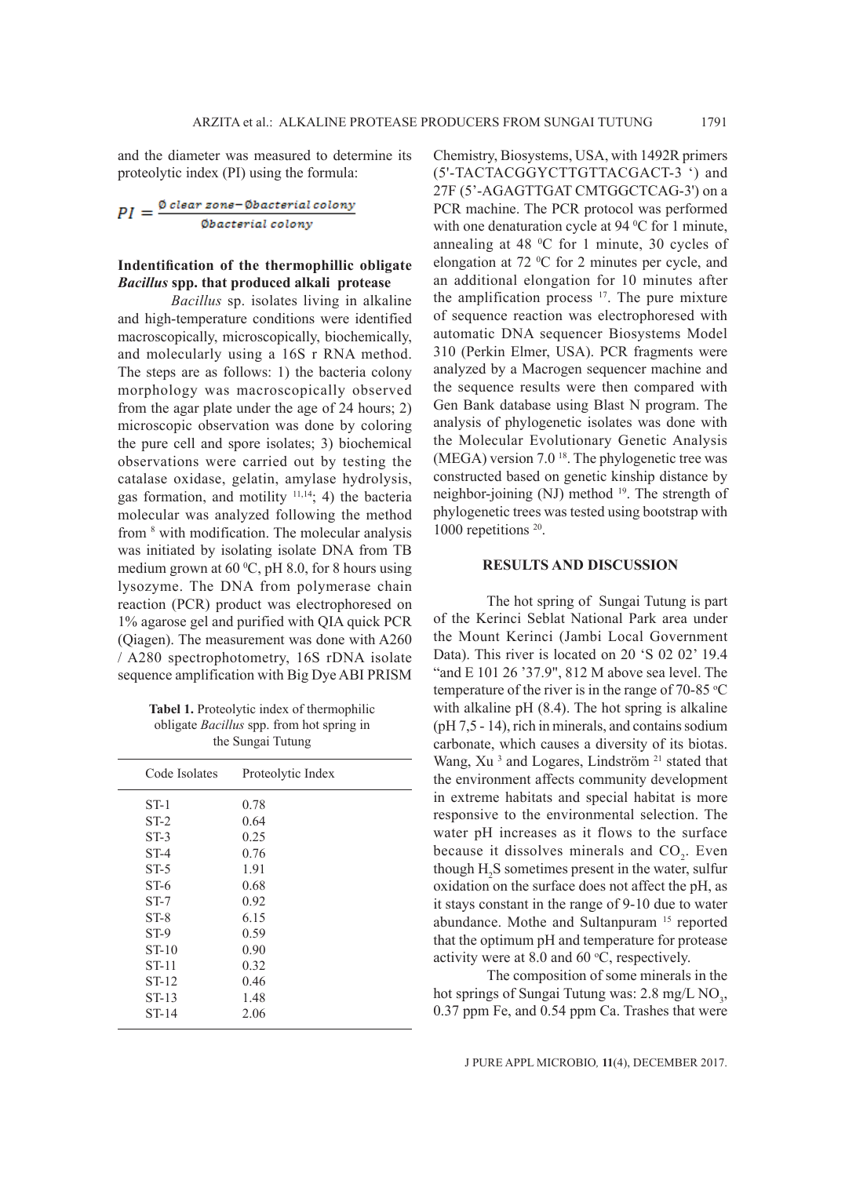and the diameter was measured to determine its proteolytic index (PI) using the formula:

$$PI = \frac{\text{Ø clear zone} - \text{Ø bacterial colony}}{\text{Ø bacterial colony}}$$

### Indentification of the thermophillic obligate *Bacillus* spp. that produced alkali protease

*Bacillus* sp. isolates living in alkaline and high-temperature conditions were identified macroscopically, microscopically, biochemically, and molecularly using a 16S r RNA method. The steps are as follows: 1) the bacteria colony morphology was macroscopically observed from the agar plate under the age of 24 hours; 2) microscopic observation was done by coloring the pure cell and spore isolates; 3) biochemical observations were carried out by testing the catalase oxidase, gelatin, amylase hydrolysis, gas formation, and motility [11,14]; 4) the bacteria molecular was analyzed following the method from [8] with modification. The molecular analysis was initiated by isolating isolate DNA from TB medium grown at 60 °C, pH 8.0, for 8 hours using lysozyme. The DNA from polymerase chain reaction (PCR) product was electrophoresed on 1% agarose gel and purified with QIA quick PCR (Qiagen). The measurement was done with A260 / A280 spectrophotometry, 16S rDNA isolate sequence amplification with Big Dye ABI PRISM Chemistry, Biosystems, USA, with 1492R primers (5'-TACTACGGYCTTGTTACGACT-3 ') and 27F (5'-AGAGTTGAT CMTGGCTCAG-3') on a PCR machine. The PCR protocol was performed with one denaturation cycle at 94 °C for 1 minute, annealing at 48 °C for 1 minute, 30 cycles of elongation at 72 °C for 2 minutes per cycle, and an additional elongation for 10 minutes after the amplification process [17]. The pure mixture of sequence reaction was electrophoresed with automatic DNA sequencer Biosystems Model 310 (Perkin Elmer, USA). PCR fragments were analyzed by a Macrogen sequencer machine and the sequence results were then compared with Gen Bank database using Blast N program. The analysis of phylogenetic isolates was done with the Molecular Evolutionary Genetic Analysis (MEGA) version 7.0 [18]. The phylogenetic tree was constructed based on genetic kinship distance by neighbor-joining (NJ) method [19]. The strength of phylogenetic trees was tested using bootstrap with 1000 repetitions [20].

**Tabel 1.** Proteolytic index of thermophilic obligate *Bacillus* spp. from hot spring in the Sungai Tutung

| Code Isolates | Proteolytic Index |
|---|---|
| ST-1 | 0.78 |
| ST-2 | 0.64 |
| ST-3 | 0.25 |
| ST-4 | 0.76 |
| ST-5 | 1.91 |
| ST-6 | 0.68 |
| ST-7 | 0.92 |
| ST-8 | 6.15 |
| ST-9 | 0.59 |
| ST-10 | 0.90 |
| ST-11 | 0.32 |
| ST-12 | 0.46 |
| ST-13 | 1.48 |
| ST-14 | 2.06 |

## RESULTS AND DISCUSSION

The hot spring of Sungai Tutung is part of the Kerinci Seblat National Park area under the Mount Kerinci (Jambi Local Government Data). This river is located on 20 'S 02 02' 19.4 "and E 101 26 '37.9", 812 M above sea level. The temperature of the river is in the range of 70-85 °C with alkaline pH (8.4). The hot spring is alkaline (pH 7,5 - 14), rich in minerals, and contains sodium carbonate, which causes a diversity of its biotas. Wang, Xu [3] and Logares, Lindström [21] stated that the environment affects community development in extreme habitats and special habitat is more responsive to the environmental selection. The water pH increases as it flows to the surface because it dissolves minerals and $CO_2$. Even though $H_2S$ sometimes present in the water, sulfur oxidation on the surface does not affect the pH, as it stays constant in the range of 9-10 due to water abundance. Mothe and Sultanpuram [15] reported that the optimum pH and temperature for protease activity were at 8.0 and 60 °C, respectively.

The composition of some minerals in the hot springs of Sungai Tutung was: 2.8 mg/L $NO_3$, 0.37 ppm Fe, and 0.54 ppm Ca. Trashes that were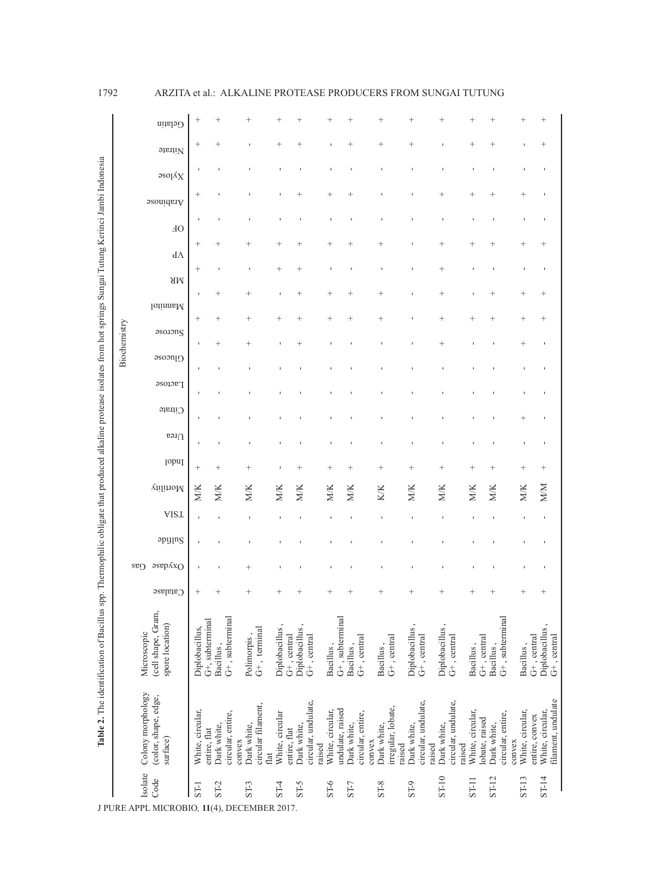**Table 2.** The identification of Bacillus spp. Thermophilic obligate that produced alkaline protease isolates from hot springs Sungai Tutung Kerinci Jambi Indonesia

| Isolate Code | Colony morphology (color, shape, edge, surface) | Microscopic (cell shape, Gram, spore location) | Biochemistry | | | | | | | | | | | | | | | | | | |
|---|---|---|---|---|---|---|---|---|---|---|---|---|---|---|---|---|---|---|---|---|---|
| | | | Catalase | Oxydase Gas | Sulfide | TSIA | Motility | Indol | Urea | Citrate | Lactose | Glucose | Sucrose | Mannitol | MR | VP | OF | Arabinose | Xylose | Nitrate | Gelatin |
| ST-1 | White, circular, entire, flat | Diplobacillus, G+, subterminal | + | - | - | - | M/K | + | - | - | - | - | + | - | + | + | - | + | - | + | + |
| ST-2 | Dark white, circular, entire, convex | Bacillus, G+, subterminal | + | - | - | - | M/K | + | - | - | - | + | + | + | - | + | - | - | - | + | + |
| ST-3 | Dark white, circular filament, flat | Polimorpis, G+, terminal | + | + | - | - | M/K | + | - | - | - | + | + | + | - | + | - | - | - | - | + |
| ST-4 | White, circular entire, flat | Diplobacillus, G+, central | + | - | - | - | M/K | - | - | - | - | - | + | - | + | + | - | - | - | + | + |
| ST-5 | Dark white, circular, undulate, raised | Diplobacillus, G+, central | + | - | - | - | M/K | + | - | - | - | + | + | + | + | + | - | + | - | + | + |
| ST-6 | White, circular, undulate, raised | Bacillus, G+, subterminal | + | - | - | - | M/K | + | - | - | - | - | + | + | - | + | - | + | - | - | + |
| ST-7 | Dark white, circular, entire, convex | Bacillus, G+, central | + | - | - | - | M/K | + | - | - | - | - | + | + | - | + | - | + | - | + | + |
| ST-8 | Dark white, irregular, lobate, raised | Bacillus, G+, central | + | - | - | - | K/K | + | - | - | - | - | + | + | - | + | - | - | - | + | + |
| ST-9 | Dark white, circular, undulate, raised | Diplobacillus, G+, central | + | - | - | - | M/K | + | - | - | - | - | - | - | - | - | - | - | - | + | + |
| ST-10 | Dark white, circular, undulate, raised | Diplobacillus, G+, central | + | - | - | - | M/K | + | - | - | - | + | + | + | + | + | - | + | - | - | + |
| ST-11 | White, circular, lobate, raised | Bacillus, G+, central | + | - | - | - | M/K | + | - | - | - | - | + | - | - | + | - | + | - | + | + |
| ST-12 | Dark white, circular, entire, convex | Bacillus, G+, subterminal | + | - | - | - | M/K | + | - | - | - | - | + | + | - | + | - | + | - | + | + |
| ST-13 | White, circular, entire, convex | Bacillus, G+, central | + | - | - | - | M/K | + | - | + | - | + | + | + | - | + | - | + | - | - | + |
| ST-14 | White, circular, filament, undulate | Diplobacillus, G+, central | + | - | - | - | M/M | + | - | - | - | - | + | + | - | + | - | - | - | + | + |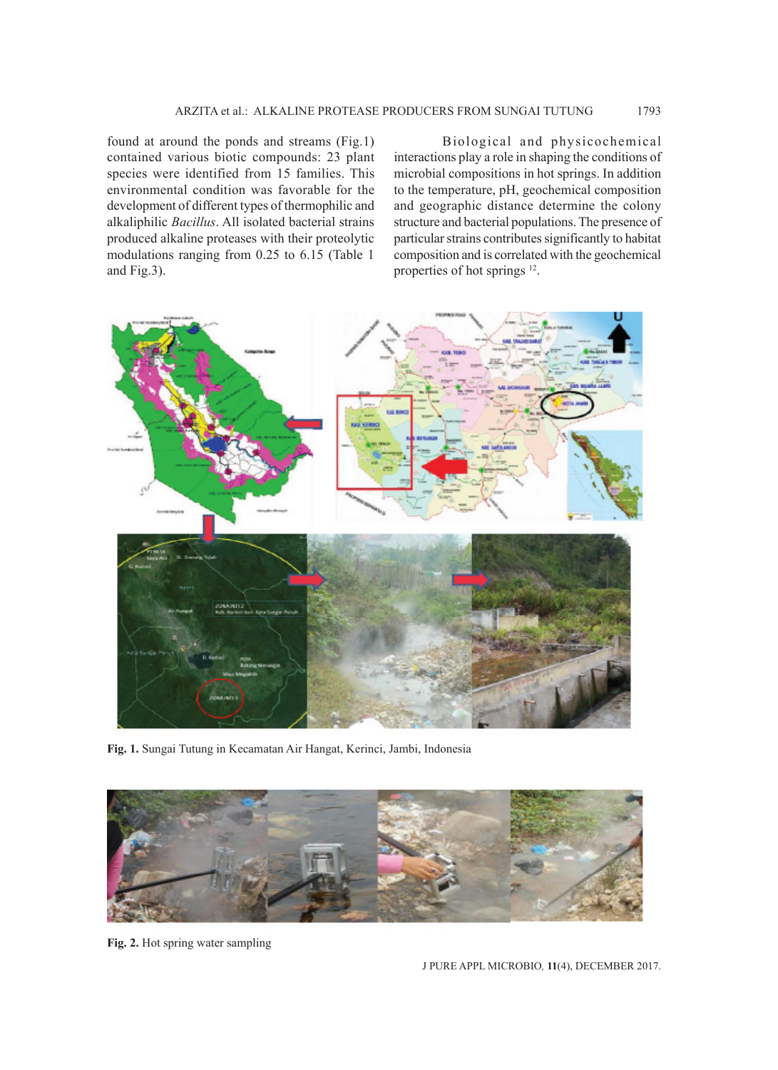found at around the ponds and streams (Fig.1) contained various biotic compounds: 23 plant species were identified from 15 families. This environmental condition was favorable for the development of different types of thermophilic and alkaliphilic *Bacillus*. All isolated bacterial strains produced alkaline proteases with their proteolytic modulations ranging from 0.25 to 6.15 (Table 1 and Fig.3).

Biological and physicochemical interactions play a role in shaping the conditions of microbial compositions in hot springs. In addition to the temperature, pH, geochemical composition and geographic distance determine the colony structure and bacterial populations. The presence of particular strains contributes significantly to habitat composition and is correlated with the geochemical properties of hot springs [12].

**Fig. 1.** Sungai Tutung in Kecamatan Air Hangat, Kerinci, Jambi, Indonesia

**Fig. 2.** Hot spring water sampling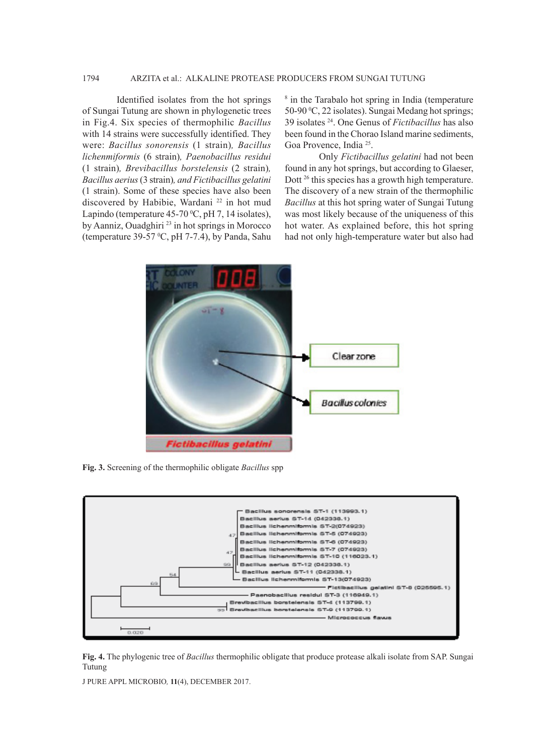Identified isolates from the hot springs of Sungai Tutung are shown in phylogenetic trees in Fig.4. Six species of thermophilic *Bacillus* with 14 strains were successfully identified. They were: *Bacillus sonorensis* (1 strain), *Bacillus lichenmiformis* (6 strain), *Paenobacillus residui* (1 strain), *Brevibacillus borstelensis* (2 strain), *Bacillus aerius* (3 strain), *and Fictibacillus gelatini* (1 strain). Some of these species have also been discovered by Habibie, Wardani [22] in hot mud Lapindo (temperature 45-70 $^0$C, pH 7, 14 isolates), by Aanniz, Ouadghiri [23] in hot springs in Morocco (temperature 39-57 $^0$C, pH 7-7.4), by Panda, Sahu [8] in the Tarabalo hot spring in India (temperature 50-90 $^0$C, 22 isolates). Sungai Medang hot springs; 39 isolates [24]. One Genus of *Fictibacillus* has also been found in the Chorao Island marine sediments, Goa Provence, India [25].

Only *Fictibacillus gelatini* had not been found in any hot springs, but according to Glaeser, Dott [26] this species has a growth high temperature. The discovery of a new strain of the thermophilic *Bacillus* at this hot spring water of Sungai Tutung was most likely because of the uniqueness of this hot water. As explained before, this hot spring had not only high-temperature water but also had

**Fig. 3.** Screening of the thermophilic obligate *Bacillus* spp

**Fig. 4.** The phylogenic tree of *Bacillus* thermophilic obligate that produce protease alkali isolate from SAP. Sungai Tutung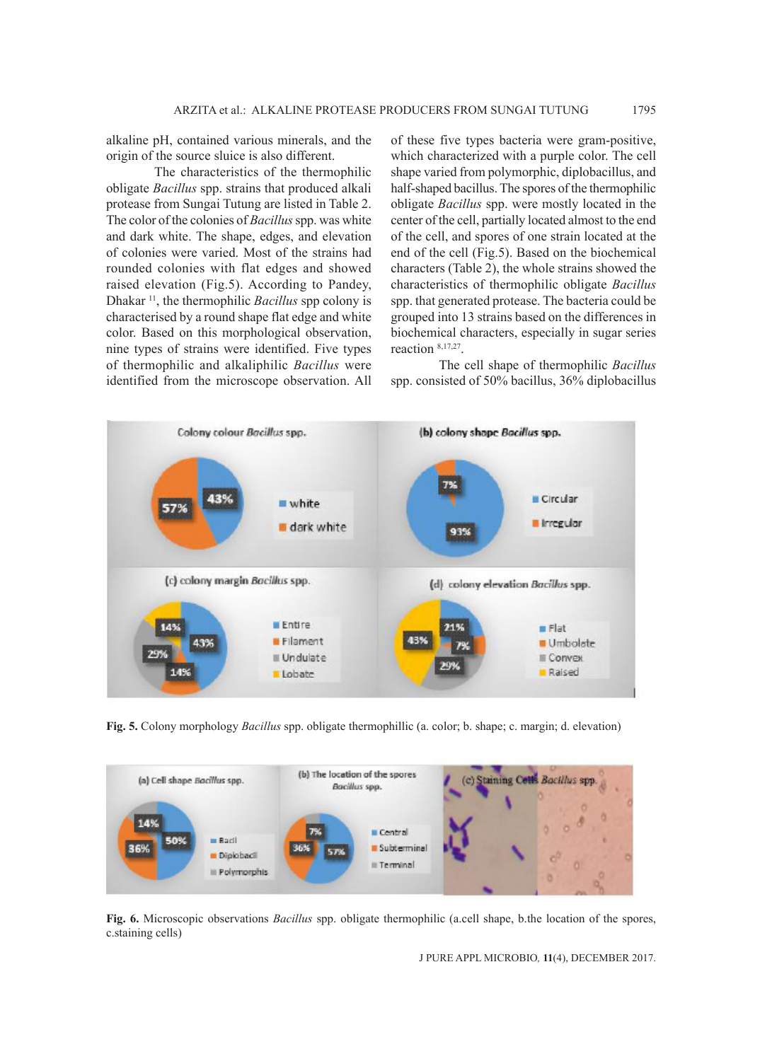alkaline pH, contained various minerals, and the origin of the source sluice is also different.

The characteristics of the thermophilic obligate *Bacillus* spp. strains that produced alkali protease from Sungai Tutung are listed in Table 2. The color of the colonies of *Bacillus* spp. was white and dark white. The shape, edges, and elevation of colonies were varied. Most of the strains had rounded colonies with flat edges and showed raised elevation (Fig.5). According to Pandey, Dhakar [11], the thermophilic *Bacillus* spp colony is characterised by a round shape flat edge and white color. Based on this morphological observation, nine types of strains were identified. Five types of thermophilic and alkaliphilic *Bacillus* were identified from the microscope observation. All of these five types bacteria were gram-positive, which characterized with a purple color. The cell shape varied from polymorphic, diplobacillus, and half-shaped bacillus. The spores of the thermophilic obligate *Bacillus* spp. were mostly located in the center of the cell, partially located almost to the end of the cell, and spores of one strain located at the end of the cell (Fig.5). Based on the biochemical characters (Table 2), the whole strains showed the characteristics of thermophilic obligate *Bacillus* spp. that generated protease. The bacteria could be grouped into 13 strains based on the differences in biochemical characters, especially in sugar series reaction [8,17,27].

The cell shape of thermophilic *Bacillus* spp. consisted of 50% bacillus, 36% diplobacillus

**Fig. 5.** Colony morphology *Bacillus* spp. obligate thermophillic (a. color; b. shape; c. margin; d. elevation)

**Fig. 6.** Microscopic observations *Bacillus* spp. obligate thermophilic (a.cell shape, b.the location of the spores, c.staining cells)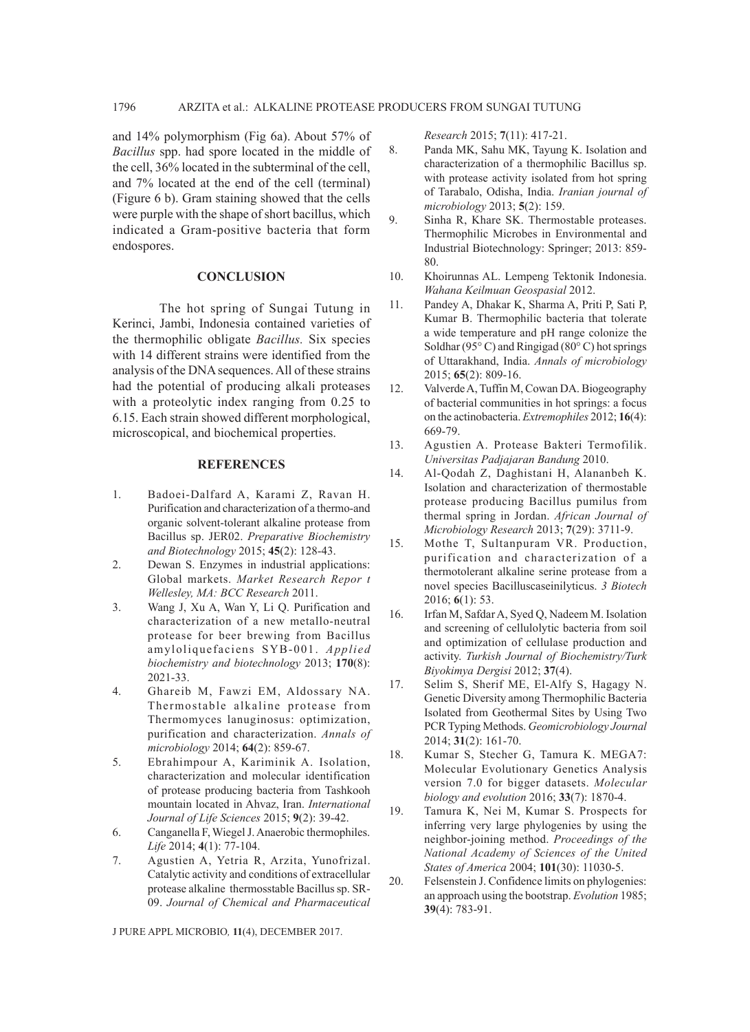and 14% polymorphism (Fig 6a). About 57% of *Bacillus* spp. had spore located in the middle of the cell, 36% located in the subterminal of the cell, and 7% located at the end of the cell (terminal) (Figure 6 b). Gram staining showed that the cells were purple with the shape of short bacillus, which indicated a Gram-positive bacteria that form endospores.

## CONCLUSION

The hot spring of Sungai Tutung in Kerinci, Jambi, Indonesia contained varieties of the thermophilic obligate *Bacillus.* Six species with 14 different strains were identified from the analysis of the DNA sequences. All of these strains had the potential of producing alkali proteases with a proteolytic index ranging from 0.25 to 6.15. Each strain showed different morphological, microscopical, and biochemical properties.

## REFERENCES

1. Badoei-Dalfard A, Karami Z, Ravan H. Purification and characterization of a thermo-and organic solvent-tolerant alkaline protease from Bacillus sp. JER02. *Preparative Biochemistry and Biotechnology* 2015; **45**(2): 128-43.
2. Dewan S. Enzymes in industrial applications: Global markets. *Market Research Repor t Wellesley, MA: BCC Research* 2011.
3. Wang J, Xu A, Wan Y, Li Q. Purification and characterization of a new metallo-neutral protease for beer brewing from Bacillus amyloliquefaciens SYB-001. *Applied biochemistry and biotechnology* 2013; **170**(8): 2021-33.
4. Ghareib M, Fawzi EM, Aldossary NA. Thermostable alkaline protease from Thermomyces lanuginosus: optimization, purification and characterization. *Annals of microbiology* 2014; **64**(2): 859-67.
5. Ebrahimpour A, Kariminik A. Isolation, characterization and molecular identification of protease producing bacteria from Tashkooh mountain located in Ahvaz, Iran. *International Journal of Life Sciences* 2015; **9**(2): 39-42.
6. Canganella F, Wiegel J. Anaerobic thermophiles. *Life* 2014; **4**(1): 77-104.
7. Agustien A, Yetria R, Arzita, Yunofrizal. Catalytic activity and conditions of extracellular protease alkaline thermosstable Bacillus sp. SR-09. *Journal of Chemical and Pharmaceutical Research* 2015; **7**(11): 417-21.
8. Panda MK, Sahu MK, Tayung K. Isolation and characterization of a thermophilic Bacillus sp. with protease activity isolated from hot spring of Tarabalo, Odisha, India. *Iranian journal of microbiology* 2013; **5**(2): 159.
9. Sinha R, Khare SK. Thermostable proteases. Thermophilic Microbes in Environmental and Industrial Biotechnology: Springer; 2013: 859-80.
10. Khoirunnas AL. Lempeng Tektonik Indonesia. *Wahana Keilmuan Geospasial* 2012.
11. Pandey A, Dhakar K, Sharma A, Priti P, Sati P, Kumar B. Thermophilic bacteria that tolerate a wide temperature and pH range colonize the Soldhar (95° C) and Ringigad (80° C) hot springs of Uttarakhand, India. *Annals of microbiology* 2015; **65**(2): 809-16.
12. Valverde A, Tuffin M, Cowan DA. Biogeography of bacterial communities in hot springs: a focus on the actinobacteria. *Extremophiles* 2012; **16**(4): 669-79.
13. Agustien A. Protease Bakteri Termofilik. *Universitas Padjajaran Bandung* 2010.
14. Al-Qodah Z, Daghistani H, Alananbeh K. Isolation and characterization of thermostable protease producing Bacillus pumilus from thermal spring in Jordan. *African Journal of Microbiology Research* 2013; **7**(29): 3711-9.
15. Mothe T, Sultanpuram VR. Production, purification and characterization of a thermotolerant alkaline serine protease from a novel species Bacilluscaseinilyticus. *3 Biotech* 2016; **6**(1): 53.
16. Irfan M, Safdar A, Syed Q, Nadeem M. Isolation and screening of cellulolytic bacteria from soil and optimization of cellulase production and activity. *Turkish Journal of Biochemistry/Turk Biyokimya Dergisi* 2012; **37**(4).
17. Selim S, Sherif ME, El-Alfy S, Hagagy N. Genetic Diversity among Thermophilic Bacteria Isolated from Geothermal Sites by Using Two PCR Typing Methods. *Geomicrobiology Journal* 2014; **31**(2): 161-70.
18. Kumar S, Stecher G, Tamura K. MEGA7: Molecular Evolutionary Genetics Analysis version 7.0 for bigger datasets. *Molecular biology and evolution* 2016; **33**(7): 1870-4.
19. Tamura K, Nei M, Kumar S. Prospects for inferring very large phylogenies by using the neighbor-joining method. *Proceedings of the National Academy of Sciences of the United States of America* 2004; **101**(30): 11030-5.
20. Felsenstein J. Confidence limits on phylogenies: an approach using the bootstrap. *Evolution* 1985; **39**(4): 783-91.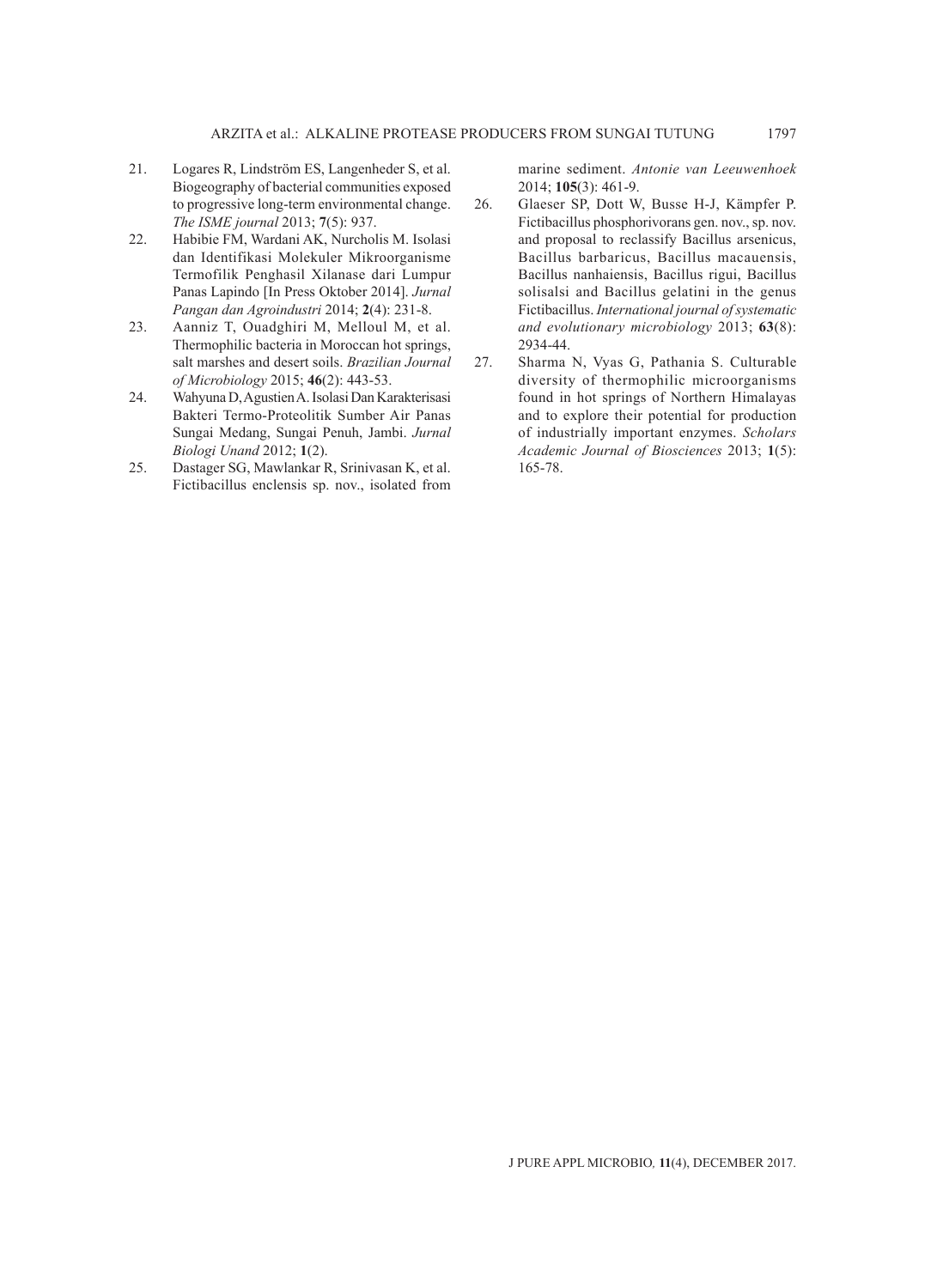21. Logares R, Lindström ES, Langenheder S, et al. Biogeography of bacterial communities exposed to progressive long-term environmental change. *The ISME journal* 2013; **7**(5): 937.
22. Habibie FM, Wardani AK, Nurcholis M. Isolasi dan Identifikasi Molekuler Mikroorganisme Termofilik Penghasil Xilanase dari Lumpur Panas Lapindo [In Press Oktober 2014]. *Jurnal Pangan dan Agroindustri* 2014; **2**(4): 231-8.
23. Aanniz T, Ouadghiri M, Melloul M, et al. Thermophilic bacteria in Moroccan hot springs, salt marshes and desert soils. *Brazilian Journal of Microbiology* 2015; **46**(2): 443-53.
24. Wahyuna D, Agustien A. Isolasi Dan Karakterisasi Bakteri Termo-Proteolitik Sumber Air Panas Sungai Medang, Sungai Penuh, Jambi. *Jurnal Biologi Unand* 2012; **1**(2).
25. Dastager SG, Mawlankar R, Srinivasan K, et al. Fictibacillus enclensis sp. nov., isolated from marine sediment. *Antonie van Leeuwenhoek* 2014; **105**(3): 461-9.
26. Glaeser SP, Dott W, Busse H-J, Kämpfer P. Fictibacillus phosphorivorans gen. nov., sp. nov. and proposal to reclassify Bacillus arsenicus, Bacillus barbaricus, Bacillus macauensis, Bacillus nanhaiensis, Bacillus rigui, Bacillus solisalsi and Bacillus gelatini in the genus Fictibacillus. *International journal of systematic and evolutionary microbiology* 2013; **63**(8): 2934-44.
27. Sharma N, Vyas G, Pathania S. Culturable diversity of thermophilic microorganisms found in hot springs of Northern Himalayas and to explore their potential for production of industrially important enzymes. *Scholars Academic Journal of Biosciences* 2013; **1**(5): 165-78.